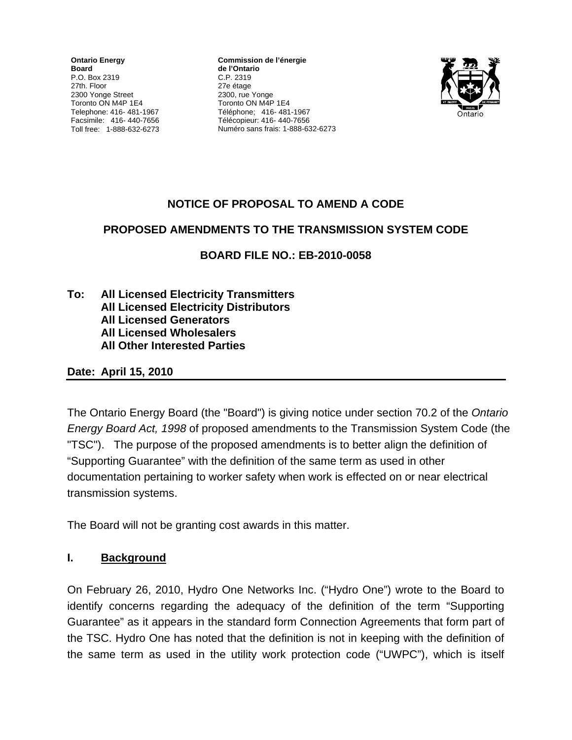**Ontario Energy Board**
P.O. Box 2319
27th. Floor
2300 Yonge Street
Toronto ON M4P 1E4
Telephone: 416- 481-1967
Facsimile: 416- 440-7656
Toll free: 1-888-632-6273

**Commission de l'énergie de l'Ontario**
C.P. 2319
27e étage
2300, rue Yonge
Toronto ON M4P 1E4
Téléphone; 416- 481-1967
Télécopieur: 416- 440-7656
Numéro sans frais: 1-888-632-6273

Ontario

# NOTICE OF PROPOSAL TO AMEND A CODE

## PROPOSED AMENDMENTS TO THE TRANSMISSION SYSTEM CODE

## BOARD FILE NO.: EB-2010-0058

**To: All Licensed Electricity Transmitters**
**All Licensed Electricity Distributors**
**All Licensed Generators**
**All Licensed Wholesalers**
**All Other Interested Parties**

**Date: April 15, 2010**

The Ontario Energy Board (the "Board") is giving notice under section 70.2 of the *Ontario Energy Board Act, 1998* of proposed amendments to the Transmission System Code (the "TSC"). The purpose of the proposed amendments is to better align the definition of "Supporting Guarantee" with the definition of the same term as used in other documentation pertaining to worker safety when work is effected on or near electrical transmission systems.

The Board will not be granting cost awards in this matter.

## I. Background

On February 26, 2010, Hydro One Networks Inc. ("Hydro One") wrote to the Board to identify concerns regarding the adequacy of the definition of the term "Supporting Guarantee" as it appears in the standard form Connection Agreements that form part of the TSC. Hydro One has noted that the definition is not in keeping with the definition of the same term as used in the utility work protection code ("UWPC"), which is itself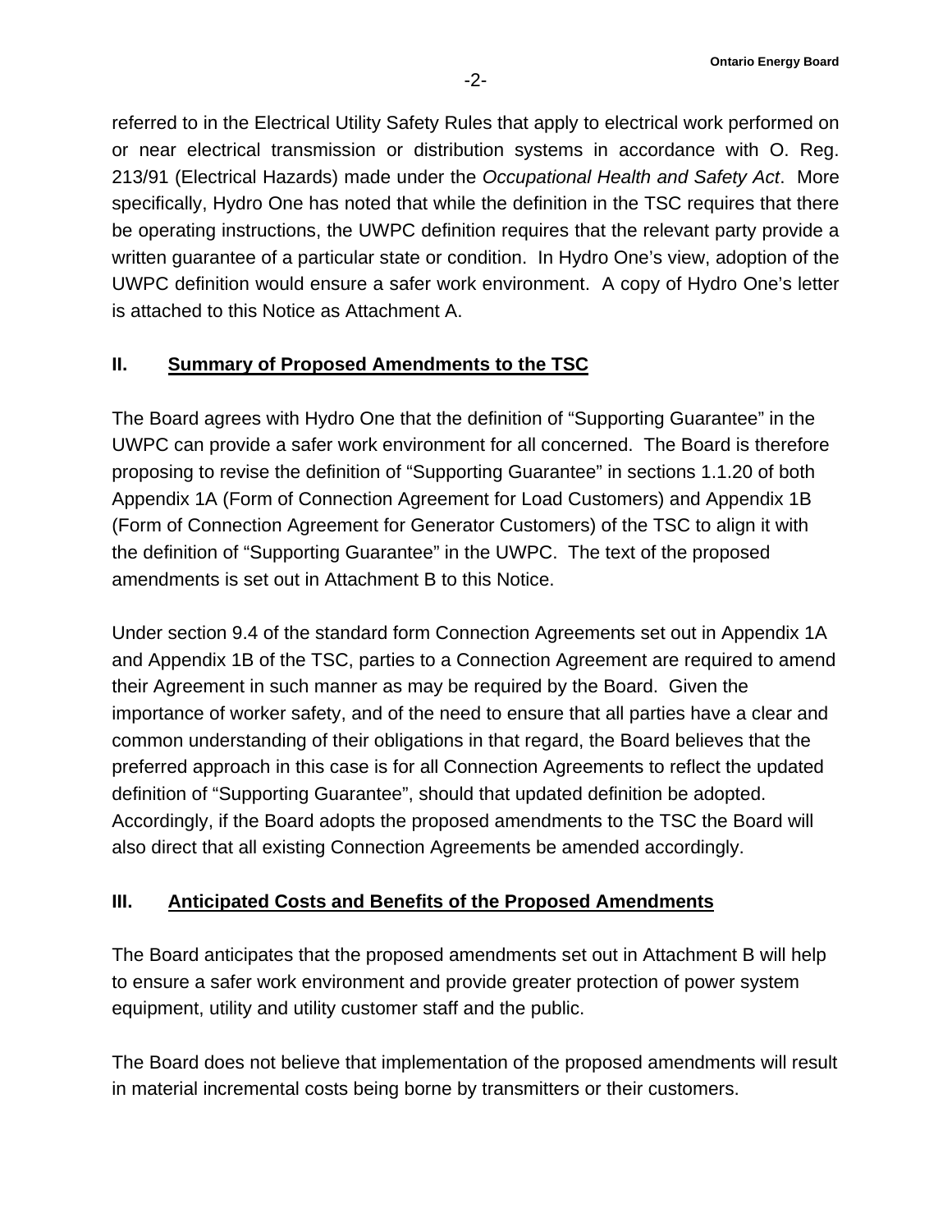referred to in the Electrical Utility Safety Rules that apply to electrical work performed on or near electrical transmission or distribution systems in accordance with O. Reg. 213/91 (Electrical Hazards) made under the *Occupational Health and Safety Act*. More specifically, Hydro One has noted that while the definition in the TSC requires that there be operating instructions, the UWPC definition requires that the relevant party provide a written guarantee of a particular state or condition. In Hydro One's view, adoption of the UWPC definition would ensure a safer work environment. A copy of Hydro One's letter is attached to this Notice as Attachment A.

## II. Summary of Proposed Amendments to the TSC

The Board agrees with Hydro One that the definition of "Supporting Guarantee" in the UWPC can provide a safer work environment for all concerned. The Board is therefore proposing to revise the definition of "Supporting Guarantee" in sections 1.1.20 of both Appendix 1A (Form of Connection Agreement for Load Customers) and Appendix 1B (Form of Connection Agreement for Generator Customers) of the TSC to align it with the definition of "Supporting Guarantee" in the UWPC. The text of the proposed amendments is set out in Attachment B to this Notice.

Under section 9.4 of the standard form Connection Agreements set out in Appendix 1A and Appendix 1B of the TSC, parties to a Connection Agreement are required to amend their Agreement in such manner as may be required by the Board. Given the importance of worker safety, and of the need to ensure that all parties have a clear and common understanding of their obligations in that regard, the Board believes that the preferred approach in this case is for all Connection Agreements to reflect the updated definition of "Supporting Guarantee", should that updated definition be adopted. Accordingly, if the Board adopts the proposed amendments to the TSC the Board will also direct that all existing Connection Agreements be amended accordingly.

## III. Anticipated Costs and Benefits of the Proposed Amendments

The Board anticipates that the proposed amendments set out in Attachment B will help to ensure a safer work environment and provide greater protection of power system equipment, utility and utility customer staff and the public.

The Board does not believe that implementation of the proposed amendments will result in material incremental costs being borne by transmitters or their customers.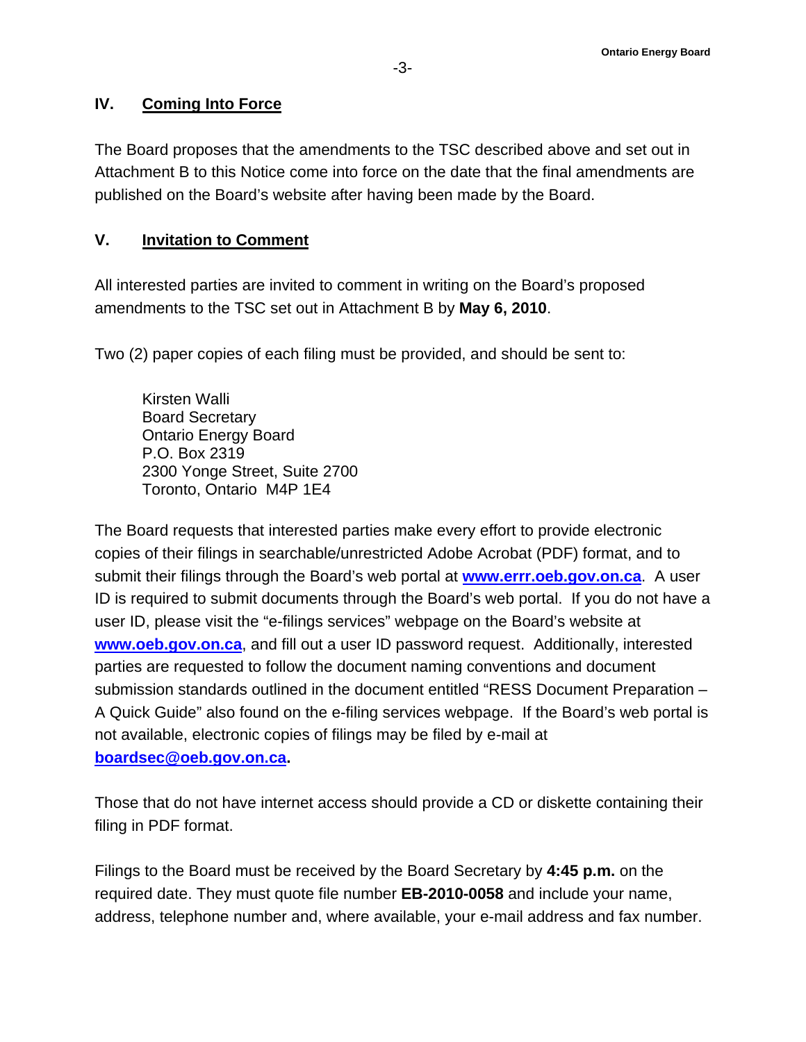## IV. Coming Into Force

The Board proposes that the amendments to the TSC described above and set out in Attachment B to this Notice come into force on the date that the final amendments are published on the Board's website after having been made by the Board.

## V. Invitation to Comment

All interested parties are invited to comment in writing on the Board's proposed amendments to the TSC set out in Attachment B by **May 6, 2010**.

Two (2) paper copies of each filing must be provided, and should be sent to:

> Kirsten Walli
> Board Secretary
> Ontario Energy Board
> P.O. Box 2319
> 2300 Yonge Street, Suite 2700
> Toronto, Ontario M4P 1E4

The Board requests that interested parties make every effort to provide electronic copies of their filings in searchable/unrestricted Adobe Acrobat (PDF) format, and to submit their filings through the Board's web portal at **www.errr.oeb.gov.on.ca**. A user ID is required to submit documents through the Board's web portal. If you do not have a user ID, please visit the "e-filings services" webpage on the Board's website at **www.oeb.gov.on.ca**, and fill out a user ID password request. Additionally, interested parties are requested to follow the document naming conventions and document submission standards outlined in the document entitled "RESS Document Preparation – A Quick Guide" also found on the e-filing services webpage. If the Board's web portal is not available, electronic copies of filings may be filed by e-mail at **boardsec@oeb.gov.on.ca.**

Those that do not have internet access should provide a CD or diskette containing their filing in PDF format.

Filings to the Board must be received by the Board Secretary by **4:45 p.m.** on the required date. They must quote file number **EB-2010-0058** and include your name, address, telephone number and, where available, your e-mail address and fax number.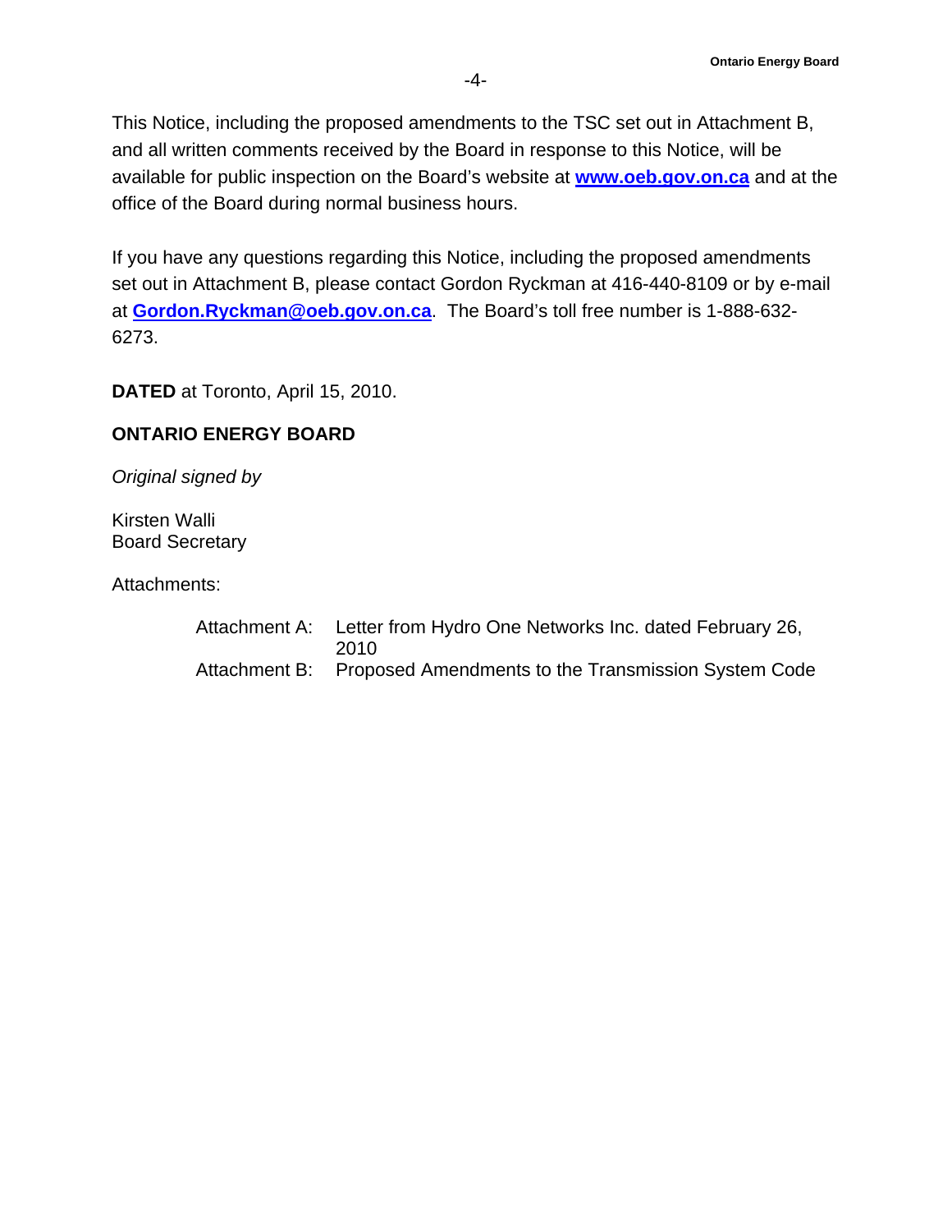This Notice, including the proposed amendments to the TSC set out in Attachment B, and all written comments received by the Board in response to this Notice, will be available for public inspection on the Board's website at **www.oeb.gov.on.ca** and at the office of the Board during normal business hours.

If you have any questions regarding this Notice, including the proposed amendments set out in Attachment B, please contact Gordon Ryckman at 416-440-8109 or by e-mail at **Gordon.Ryckman@oeb.gov.on.ca**. The Board's toll free number is 1-888-632-6273.

**DATED** at Toronto, April 15, 2010.

**ONTARIO ENERGY BOARD**

*Original signed by*

Kirsten Walli
Board Secretary

Attachments:

Attachment A: Letter from Hydro One Networks Inc. dated February 26, 2010
Attachment B: Proposed Amendments to the Transmission System Code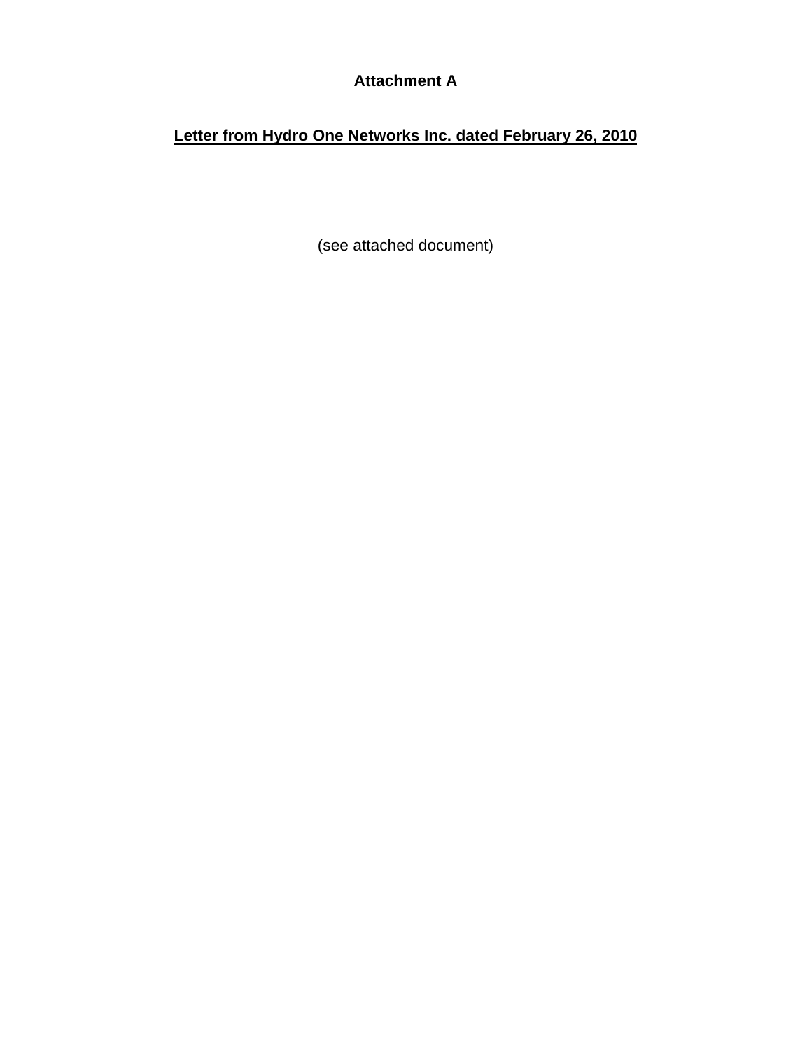**Attachment A**

**Letter from Hydro One Networks Inc. dated February 26, 2010**

(see attached document)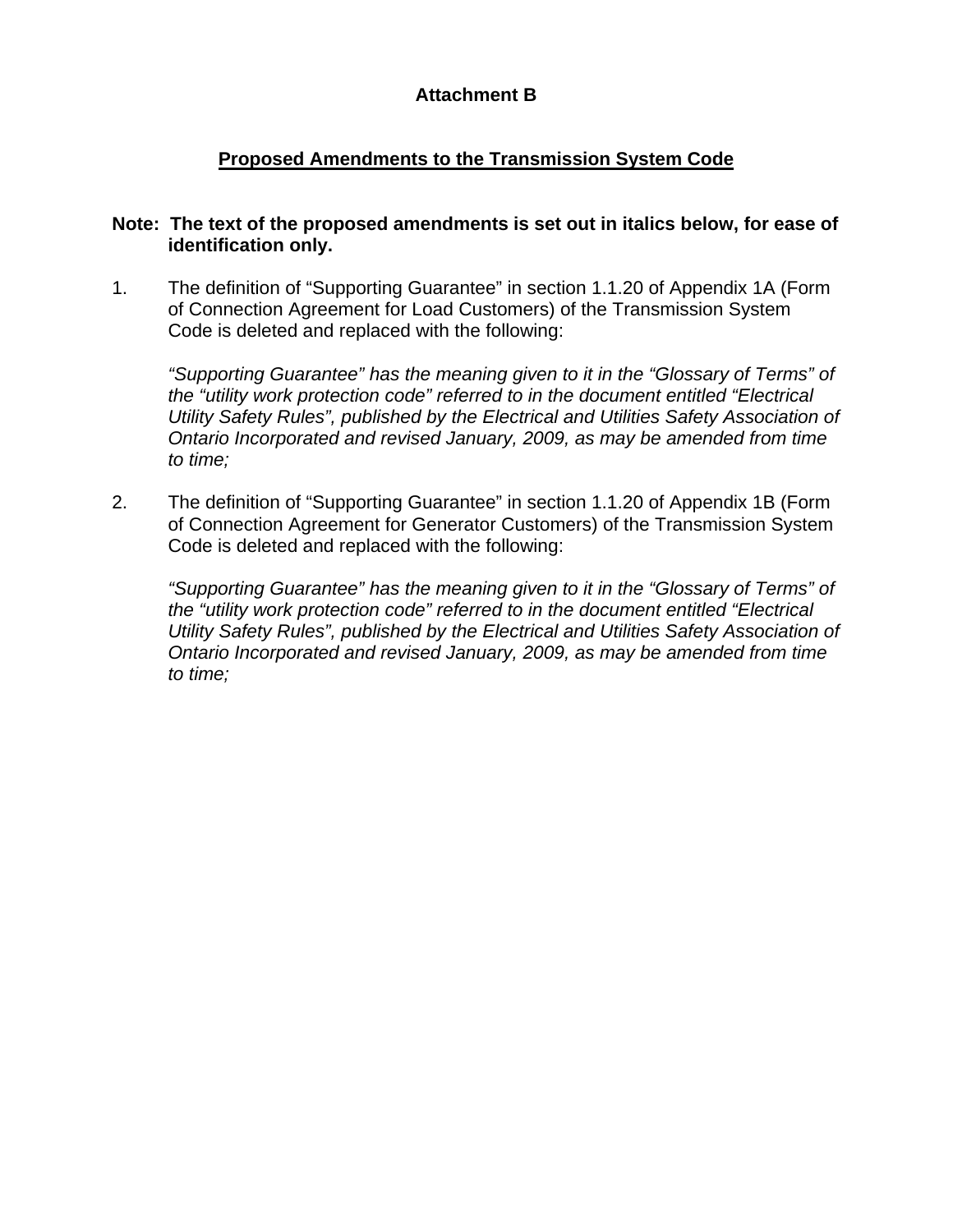# Attachment B

## Proposed Amendments to the Transmission System Code

**Note: The text of the proposed amendments is set out in italics below, for ease of identification only.**

1. The definition of "Supporting Guarantee" in section 1.1.20 of Appendix 1A (Form of Connection Agreement for Load Customers) of the Transmission System Code is deleted and replaced with the following:

   *"Supporting Guarantee" has the meaning given to it in the "Glossary of Terms" of the "utility work protection code" referred to in the document entitled "Electrical Utility Safety Rules", published by the Electrical and Utilities Safety Association of Ontario Incorporated and revised January, 2009, as may be amended from time to time;*

2. The definition of "Supporting Guarantee" in section 1.1.20 of Appendix 1B (Form of Connection Agreement for Generator Customers) of the Transmission System Code is deleted and replaced with the following:

   *"Supporting Guarantee" has the meaning given to it in the "Glossary of Terms" of the "utility work protection code" referred to in the document entitled "Electrical Utility Safety Rules", published by the Electrical and Utilities Safety Association of Ontario Incorporated and revised January, 2009, as may be amended from time to time;*